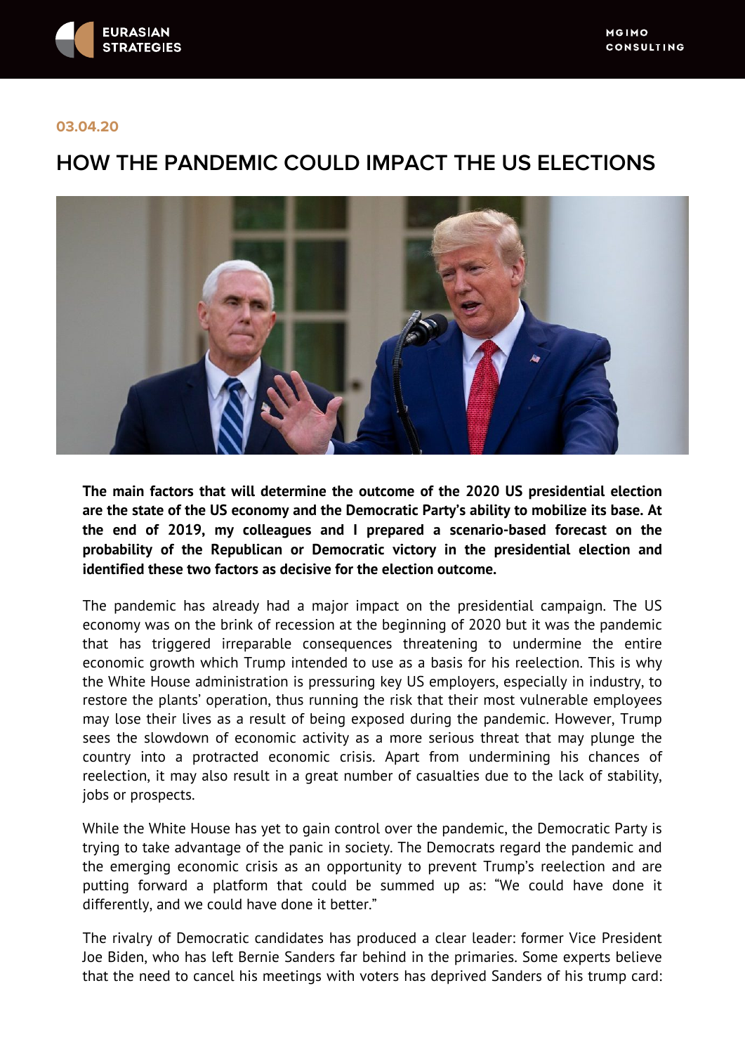03.04.20

# HOW THE PANDEMIC COULD IMPACT THE US ELECTIONS

**The main factors that will determine the outcome of the 2020 US presidential election are the state of the US economy and the Democratic Party's ability to mobilize its base. At the end of 2019, my colleagues and I prepared a scenario-based forecast on the probability of the Republican or Democratic victory in the presidential election and identified these two factors as decisive for the election outcome.**

The pandemic has already had a major impact on the presidential campaign. The US economy was on the brink of recession at the beginning of 2020 but it was the pandemic that has triggered irreparable consequences threatening to undermine the entire economic growth which Trump intended to use as a basis for his reelection. This is why the White House administration is pressuring key US employers, especially in industry, to restore the plants' operation, thus running the risk that their most vulnerable employees may lose their lives as a result of being exposed during the pandemic. However, Trump sees the slowdown of economic activity as a more serious threat that may plunge the country into a protracted economic crisis. Apart from undermining his chances of reelection, it may also result in a great number of casualties due to the lack of stability, jobs or prospects.

While the White House has yet to gain control over the pandemic, the Democratic Party is trying to take advantage of the panic in society. The Democrats regard the pandemic and the emerging economic crisis as an opportunity to prevent Trump's reelection and are putting forward a platform that could be summed up as: "We could have done it differently, and we could have done it better."

The rivalry of Democratic candidates has produced a clear leader: former Vice President Joe Biden, who has left Bernie Sanders far behind in the primaries. Some experts believe that the need to cancel his meetings with voters has deprived Sanders of his trump card: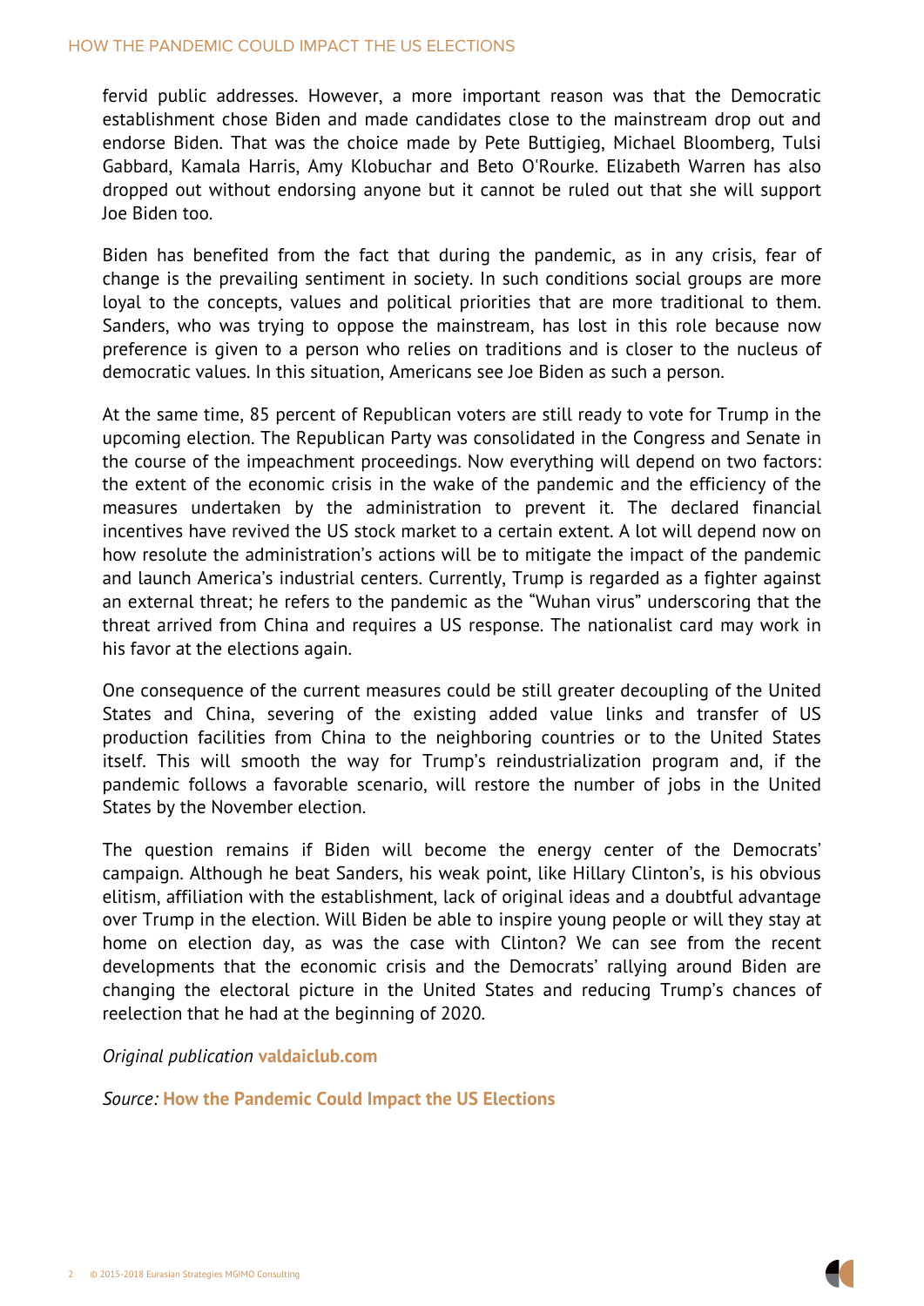fervid public addresses. However, a more important reason was that the Democratic establishment chose Biden and made candidates close to the mainstream drop out and endorse Biden. That was the choice made by Pete Buttigieg, Michael Bloomberg, Tulsi Gabbard, Kamala Harris, Amy Klobuchar and Beto O'Rourke. Elizabeth Warren has also dropped out without endorsing anyone but it cannot be ruled out that she will support Joe Biden too.

Biden has benefited from the fact that during the pandemic, as in any crisis, fear of change is the prevailing sentiment in society. In such conditions social groups are more loyal to the concepts, values and political priorities that are more traditional to them. Sanders, who was trying to oppose the mainstream, has lost in this role because now preference is given to a person who relies on traditions and is closer to the nucleus of democratic values. In this situation, Americans see Joe Biden as such a person.

At the same time, 85 percent of Republican voters are still ready to vote for Trump in the upcoming election. The Republican Party was consolidated in the Congress and Senate in the course of the impeachment proceedings. Now everything will depend on two factors: the extent of the economic crisis in the wake of the pandemic and the efficiency of the measures undertaken by the administration to prevent it. The declared financial incentives have revived the US stock market to a certain extent. A lot will depend now on how resolute the administration's actions will be to mitigate the impact of the pandemic and launch America's industrial centers. Currently, Trump is regarded as a fighter against an external threat; he refers to the pandemic as the "Wuhan virus" underscoring that the threat arrived from China and requires a US response. The nationalist card may work in his favor at the elections again.

One consequence of the current measures could be still greater decoupling of the United States and China, severing of the existing added value links and transfer of US production facilities from China to the neighboring countries or to the United States itself. This will smooth the way for Trump's reindustrialization program and, if the pandemic follows a favorable scenario, will restore the number of jobs in the United States by the November election.

The question remains if Biden will become the energy center of the Democrats' campaign. Although he beat Sanders, his weak point, like Hillary Clinton's, is his obvious elitism, affiliation with the establishment, lack of original ideas and a doubtful advantage over Trump in the election. Will Biden be able to inspire young people or will they stay at home on election day, as was the case with Clinton? We can see from the recent developments that the economic crisis and the Democrats' rallying around Biden are changing the electoral picture in the United States and reducing Trump's chances of reelection that he had at the beginning of 2020.

*Original publication* **valdaiclub.com**

*Source:* **How the Pandemic Could Impact the US Elections**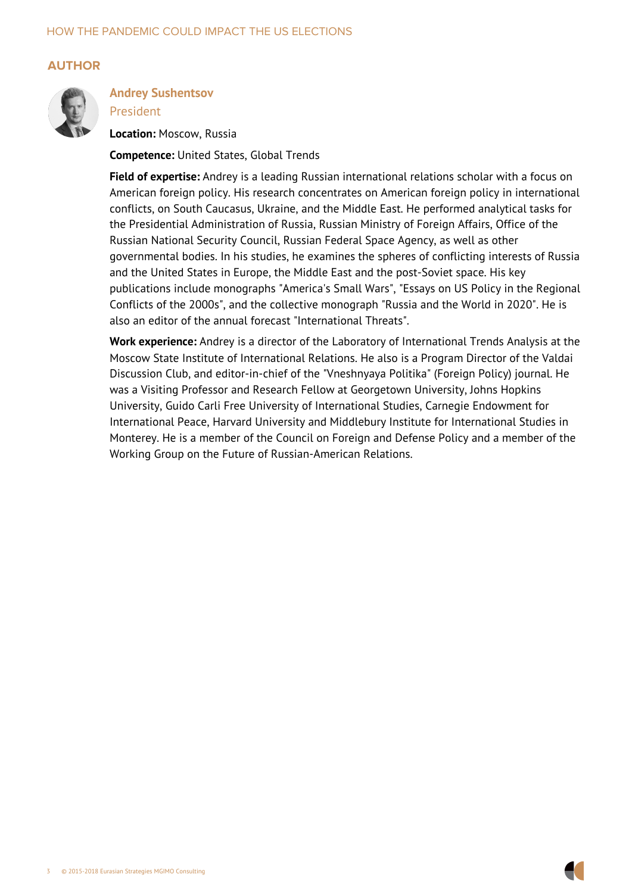## AUTHOR

**Andrey Sushentsov**
President

**Location:** Moscow, Russia

**Competence:** United States, Global Trends

**Field of expertise:** Andrey is a leading Russian international relations scholar with a focus on American foreign policy. His research concentrates on American foreign policy in international conflicts, on South Caucasus, Ukraine, and the Middle East. He performed analytical tasks for the Presidential Administration of Russia, Russian Ministry of Foreign Affairs, Office of the Russian National Security Council, Russian Federal Space Agency, as well as other governmental bodies. In his studies, he examines the spheres of conflicting interests of Russia and the United States in Europe, the Middle East and the post-Soviet space. His key publications include monographs "America's Small Wars", "Essays on US Policy in the Regional Conflicts of the 2000s", and the collective monograph "Russia and the World in 2020". He is also an editor of the annual forecast "International Threats".

**Work experience:** Andrey is a director of the Laboratory of International Trends Analysis at the Moscow State Institute of International Relations. He also is a Program Director of the Valdai Discussion Club, and editor-in-chief of the "Vneshnyaya Politika" (Foreign Policy) journal. He was a Visiting Professor and Research Fellow at Georgetown University, Johns Hopkins University, Guido Carli Free University of International Studies, Carnegie Endowment for International Peace, Harvard University and Middlebury Institute for International Studies in Monterey. He is a member of the Council on Foreign and Defense Policy and a member of the Working Group on the Future of Russian-American Relations.